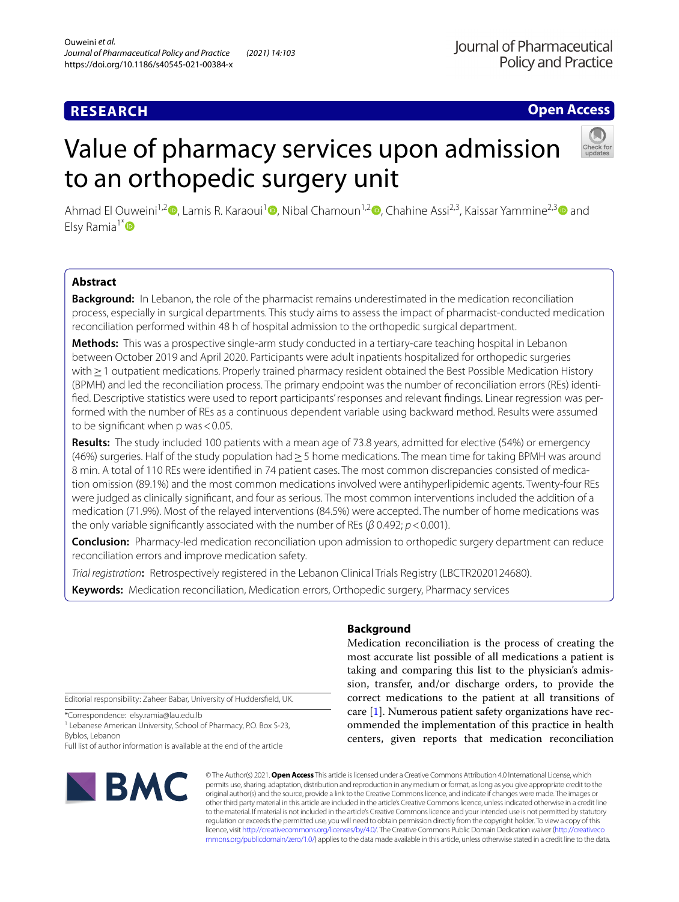RESEARCH

Open Access

# Value of pharmacy services upon admission to an orthopedic surgery unit

Ahmad El Ouweini[1,2], Lamis R. Karaoui[1], Nibal Chamoun[1,2], Chahine Assi[2,3], Kaissar Yammine[2,3] and Elsy Ramia[1*]

## Abstract

**Background:** In Lebanon, the role of the pharmacist remains underestimated in the medication reconciliation process, especially in surgical departments. This study aims to assess the impact of pharmacist-conducted medication reconciliation performed within 48 h of hospital admission to the orthopedic surgical department.

**Methods:** This was a prospective single-arm study conducted in a tertiary-care teaching hospital in Lebanon between October 2019 and April 2020. Participants were adult inpatients hospitalized for orthopedic surgeries with ≥ 1 outpatient medications. Properly trained pharmacy resident obtained the Best Possible Medication History (BPMH) and led the reconciliation process. The primary endpoint was the number of reconciliation errors (REs) identified. Descriptive statistics were used to report participants' responses and relevant findings. Linear regression was performed with the number of REs as a continuous dependent variable using backward method. Results were assumed to be significant when p was < 0.05.

**Results:** The study included 100 patients with a mean age of 73.8 years, admitted for elective (54%) or emergency (46%) surgeries. Half of the study population had ≥ 5 home medications. The mean time for taking BPMH was around 8 min. A total of 110 REs were identified in 74 patient cases. The most common discrepancies consisted of medication omission (89.1%) and the most common medications involved were antihyperlipidemic agents. Twenty-four REs were judged as clinically significant, and four as serious. The most common interventions included the addition of a medication (71.9%). Most of the relayed interventions (84.5%) were accepted. The number of home medications was the only variable significantly associated with the number of REs ($\beta$ 0.492; $p < 0.001$).

**Conclusion:** Pharmacy-led medication reconciliation upon admission to orthopedic surgery department can reduce reconciliation errors and improve medication safety.

*Trial registration*: Retrospectively registered in the Lebanon Clinical Trials Registry (LBCTR2020124680).

**Keywords:** Medication reconciliation, Medication errors, Orthopedic surgery, Pharmacy services

## Background

Medication reconciliation is the process of creating the most accurate list possible of all medications a patient is taking and comparing this list to the physician's admission, transfer, and/or discharge orders, to provide the correct medications to the patient at all transitions of care [1]. Numerous patient safety organizations have recommended the implementation of this practice in health centers, given reports that medication reconciliation

Editorial responsibility: Zaheer Babar, University of Huddersfield, UK.

*Correspondence: elsy.ramia@lau.edu.lb

[1] Lebanese American University, School of Pharmacy, P.O. Box S-23, Byblos, Lebanon

Full list of author information is available at the end of the article

© The Author(s) 2021. **Open Access** This article is licensed under a Creative Commons Attribution 4.0 International License, which permits use, sharing, adaptation, distribution and reproduction in any medium or format, as long as you give appropriate credit to the original author(s) and the source, provide a link to the Creative Commons licence, and indicate if changes were made. The images or other third party material in this article are included in the article's Creative Commons licence, unless indicated otherwise in a credit line to the material. If material is not included in the article's Creative Commons licence and your intended use is not permitted by statutory regulation or exceeds the permitted use, you will need to obtain permission directly from the copyright holder. To view a copy of this licence, visit http://creativecommons.org/licenses/by/4.0/. The Creative Commons Public Domain Dedication waiver (http://creativecommons.org/publicdomain/zero/1.0/) applies to the data made available in this article, unless otherwise stated in a credit line to the data.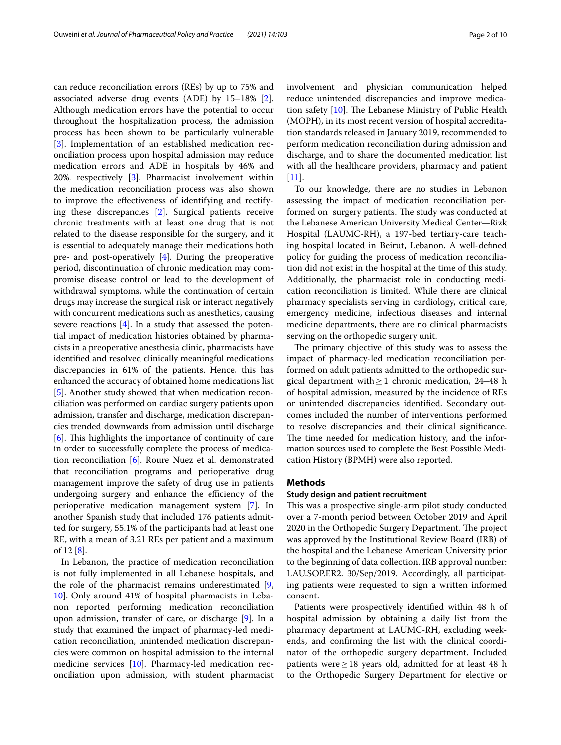can reduce reconciliation errors (REs) by up to 75% and associated adverse drug events (ADE) by 15–18% [2]. Although medication errors have the potential to occur throughout the hospitalization process, the admission process has been shown to be particularly vulnerable [3]. Implementation of an established medication reconciliation process upon hospital admission may reduce medication errors and ADE in hospitals by 46% and 20%, respectively [3]. Pharmacist involvement within the medication reconciliation process was also shown to improve the effectiveness of identifying and rectifying these discrepancies [2]. Surgical patients receive chronic treatments with at least one drug that is not related to the disease responsible for the surgery, and it is essential to adequately manage their medications both pre- and post-operatively [4]. During the preoperative period, discontinuation of chronic medication may compromise disease control or lead to the development of withdrawal symptoms, while the continuation of certain drugs may increase the surgical risk or interact negatively with concurrent medications such as anesthetics, causing severe reactions [4]. In a study that assessed the potential impact of medication histories obtained by pharmacists in a preoperative anesthesia clinic, pharmacists have identified and resolved clinically meaningful medications discrepancies in 61% of the patients. Hence, this has enhanced the accuracy of obtained home medications list [5]. Another study showed that when medication reconciliation was performed on cardiac surgery patients upon admission, transfer and discharge, medication discrepancies trended downwards from admission until discharge [6]. This highlights the importance of continuity of care in order to successfully complete the process of medication reconciliation [6]. Roure Nuez et al. demonstrated that reconciliation programs and perioperative drug management improve the safety of drug use in patients undergoing surgery and enhance the efficiency of the perioperative medication management system [7]. In another Spanish study that included 176 patients admitted for surgery, 55.1% of the participants had at least one RE, with a mean of 3.21 REs per patient and a maximum of 12 [8].

In Lebanon, the practice of medication reconciliation is not fully implemented in all Lebanese hospitals, and the role of the pharmacist remains underestimated [9, 10]. Only around 41% of hospital pharmacists in Lebanon reported performing medication reconciliation upon admission, transfer of care, or discharge [9]. In a study that examined the impact of pharmacy-led medication reconciliation, unintended medication discrepancies were common on hospital admission to the internal medicine services [10]. Pharmacy-led medication reconciliation upon admission, with student pharmacist involvement and physician communication helped reduce unintended discrepancies and improve medication safety [10]. The Lebanese Ministry of Public Health (MOPH), in its most recent version of hospital accreditation standards released in January 2019, recommended to perform medication reconciliation during admission and discharge, and to share the documented medication list with all the healthcare providers, pharmacy and patient [11].

To our knowledge, there are no studies in Lebanon assessing the impact of medication reconciliation performed on surgery patients. The study was conducted at the Lebanese American University Medical Center—Rizk Hospital (LAUMC-RH), a 197-bed tertiary-care teaching hospital located in Beirut, Lebanon. A well-defined policy for guiding the process of medication reconciliation did not exist in the hospital at the time of this study. Additionally, the pharmacist role in conducting medication reconciliation is limited. While there are clinical pharmacy specialists serving in cardiology, critical care, emergency medicine, infectious diseases and internal medicine departments, there are no clinical pharmacists serving on the orthopedic surgery unit.

The primary objective of this study was to assess the impact of pharmacy-led medication reconciliation performed on adult patients admitted to the orthopedic surgical department with $\geq 1$ chronic medication, 24–48 h of hospital admission, measured by the incidence of REs or unintended discrepancies identified. Secondary outcomes included the number of interventions performed to resolve discrepancies and their clinical significance. The time needed for medication history, and the information sources used to complete the Best Possible Medication History (BPMH) were also reported.

## Methods

### Study design and patient recruitment

This was a prospective single-arm pilot study conducted over a 7-month period between October 2019 and April 2020 in the Orthopedic Surgery Department. The project was approved by the Institutional Review Board (IRB) of the hospital and the Lebanese American University prior to the beginning of data collection. IRB approval number: LAU.SOP.ER2. 30/Sep/2019. Accordingly, all participating patients were requested to sign a written informed consent.

Patients were prospectively identified within 48 h of hospital admission by obtaining a daily list from the pharmacy department at LAUMC-RH, excluding weekends, and confirming the list with the clinical coordinator of the orthopedic surgery department. Included patients were $\geq 18$ years old, admitted for at least 48 h to the Orthopedic Surgery Department for elective or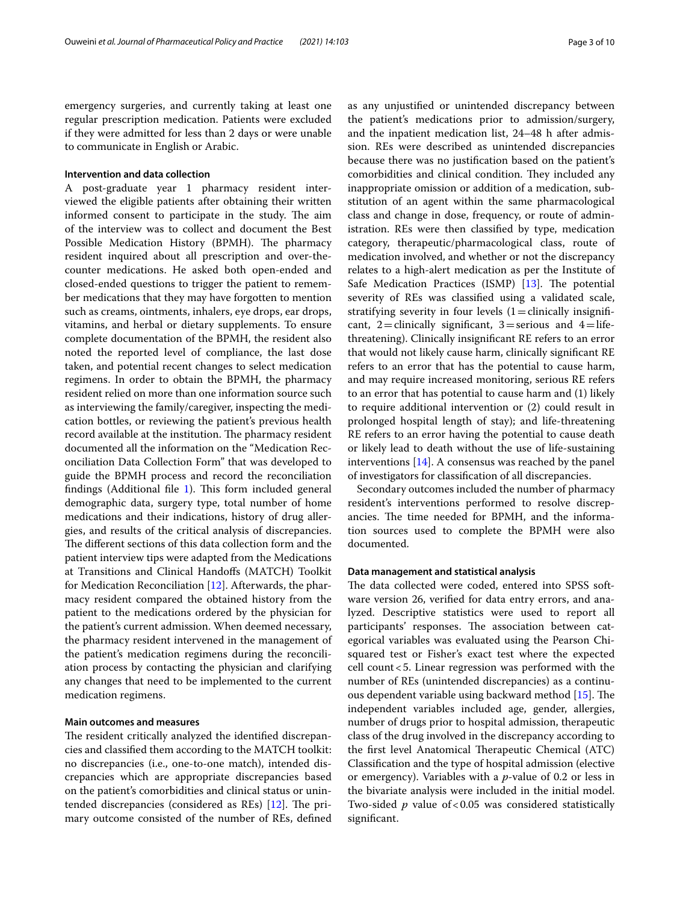emergency surgeries, and currently taking at least one regular prescription medication. Patients were excluded if they were admitted for less than 2 days or were unable to communicate in English or Arabic.

### Intervention and data collection

A post-graduate year 1 pharmacy resident interviewed the eligible patients after obtaining their written informed consent to participate in the study. The aim of the interview was to collect and document the Best Possible Medication History (BPMH). The pharmacy resident inquired about all prescription and over-the-counter medications. He asked both open-ended and closed-ended questions to trigger the patient to remember medications that they may have forgotten to mention such as creams, ointments, inhalers, eye drops, ear drops, vitamins, and herbal or dietary supplements. To ensure complete documentation of the BPMH, the resident also noted the reported level of compliance, the last dose taken, and potential recent changes to select medication regimens. In order to obtain the BPMH, the pharmacy resident relied on more than one information source such as interviewing the family/caregiver, inspecting the medication bottles, or reviewing the patient's previous health record available at the institution. The pharmacy resident documented all the information on the "Medication Reconciliation Data Collection Form" that was developed to guide the BPMH process and record the reconciliation findings (Additional file 1). This form included general demographic data, surgery type, total number of home medications and their indications, history of drug allergies, and results of the critical analysis of discrepancies. The different sections of this data collection form and the patient interview tips were adapted from the Medications at Transitions and Clinical Handoffs (MATCH) Toolkit for Medication Reconciliation [12]. Afterwards, the pharmacy resident compared the obtained history from the patient to the medications ordered by the physician for the patient's current admission. When deemed necessary, the pharmacy resident intervened in the management of the patient's medication regimens during the reconciliation process by contacting the physician and clarifying any changes that need to be implemented to the current medication regimens.

### Main outcomes and measures

The resident critically analyzed the identified discrepancies and classified them according to the MATCH toolkit: no discrepancies (i.e., one-to-one match), intended discrepancies which are appropriate discrepancies based on the patient's comorbidities and clinical status or unintended discrepancies (considered as REs) [12]. The primary outcome consisted of the number of REs, defined as any unjustified or unintended discrepancy between the patient's medications prior to admission/surgery, and the inpatient medication list, 24–48 h after admission. REs were described as unintended discrepancies because there was no justification based on the patient's comorbidities and clinical condition. They included any inappropriate omission or addition of a medication, substitution of an agent within the same pharmacological class and change in dose, frequency, or route of administration. REs were then classified by type, medication category, therapeutic/pharmacological class, route of medication involved, and whether or not the discrepancy relates to a high-alert medication as per the Institute of Safe Medication Practices (ISMP) [13]. The potential severity of REs was classified using a validated scale, stratifying severity in four levels (1 = clinically insignificant, 2 = clinically significant, 3 = serious and 4 = life-threatening). Clinically insignificant RE refers to an error that would not likely cause harm, clinically significant RE refers to an error that has the potential to cause harm, and may require increased monitoring, serious RE refers to an error that has potential to cause harm and (1) likely to require additional intervention or (2) could result in prolonged hospital length of stay); and life-threatening RE refers to an error having the potential to cause death or likely lead to death without the use of life-sustaining interventions [14]. A consensus was reached by the panel of investigators for classification of all discrepancies.

Secondary outcomes included the number of pharmacy resident's interventions performed to resolve discrepancies. The time needed for BPMH, and the information sources used to complete the BPMH were also documented.

### Data management and statistical analysis

The data collected were coded, entered into SPSS software version 26, verified for data entry errors, and analyzed. Descriptive statistics were used to report all participants' responses. The association between categorical variables was evaluated using the Pearson Chi-squared test or Fisher's exact test where the expected cell count < 5. Linear regression was performed with the number of REs (unintended discrepancies) as a continuous dependent variable using backward method [15]. The independent variables included age, gender, allergies, number of drugs prior to hospital admission, therapeutic class of the drug involved in the discrepancy according to the first level Anatomical Therapeutic Chemical (ATC) Classification and the type of hospital admission (elective or emergency). Variables with a *p*-value of 0.2 or less in the bivariate analysis were included in the initial model. Two-sided *p* value of < 0.05 was considered statistically significant.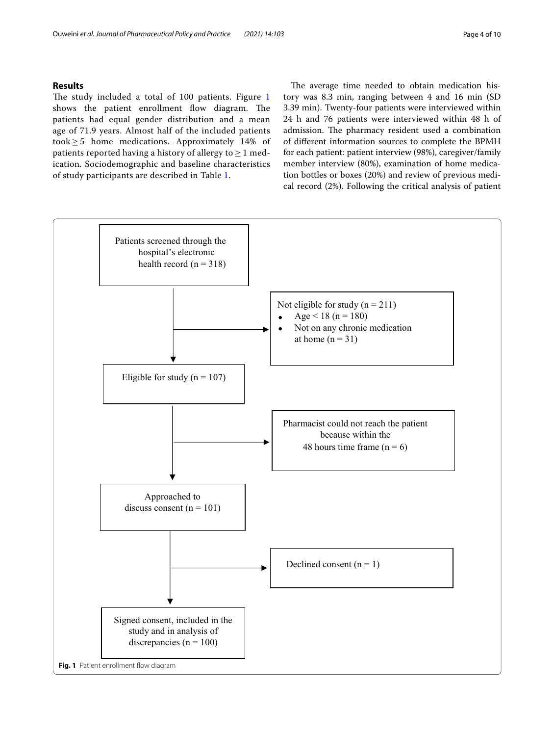## Results

The study included a total of 100 patients. Figure 1 shows the patient enrollment flow diagram. The patients had equal gender distribution and a mean age of 71.9 years. Almost half of the included patients took ≥ 5 home medications. Approximately 14% of patients reported having a history of allergy to ≥ 1 medication. Sociodemographic and baseline characteristics of study participants are described in Table 1.

The average time needed to obtain medication history was 8.3 min, ranging between 4 and 16 min (SD 3.39 min). Twenty-four patients were interviewed within 24 h and 76 patients were interviewed within 48 h of admission. The pharmacy resident used a combination of different information sources to complete the BPMH for each patient: patient interview (98%), caregiver/family member interview (80%), examination of home medication bottles or boxes (20%) and review of previous medical record (2%). Following the critical analysis of patient

Patients screened through the hospital's electronic health record (n = 318)

→ Not eligible for study (n = 211)
- Age < 18 (n = 180)
- Not on any chronic medication at home (n = 31)

Eligible for study (n = 107)

→ Pharmacist could not reach the patient because within the 48 hours time frame (n = 6)

Approached to discuss consent (n = 101)

→ Declined consent (n = 1)

Signed consent, included in the study and in analysis of discrepancies (n = 100)

**Fig. 1** Patient enrollment flow diagram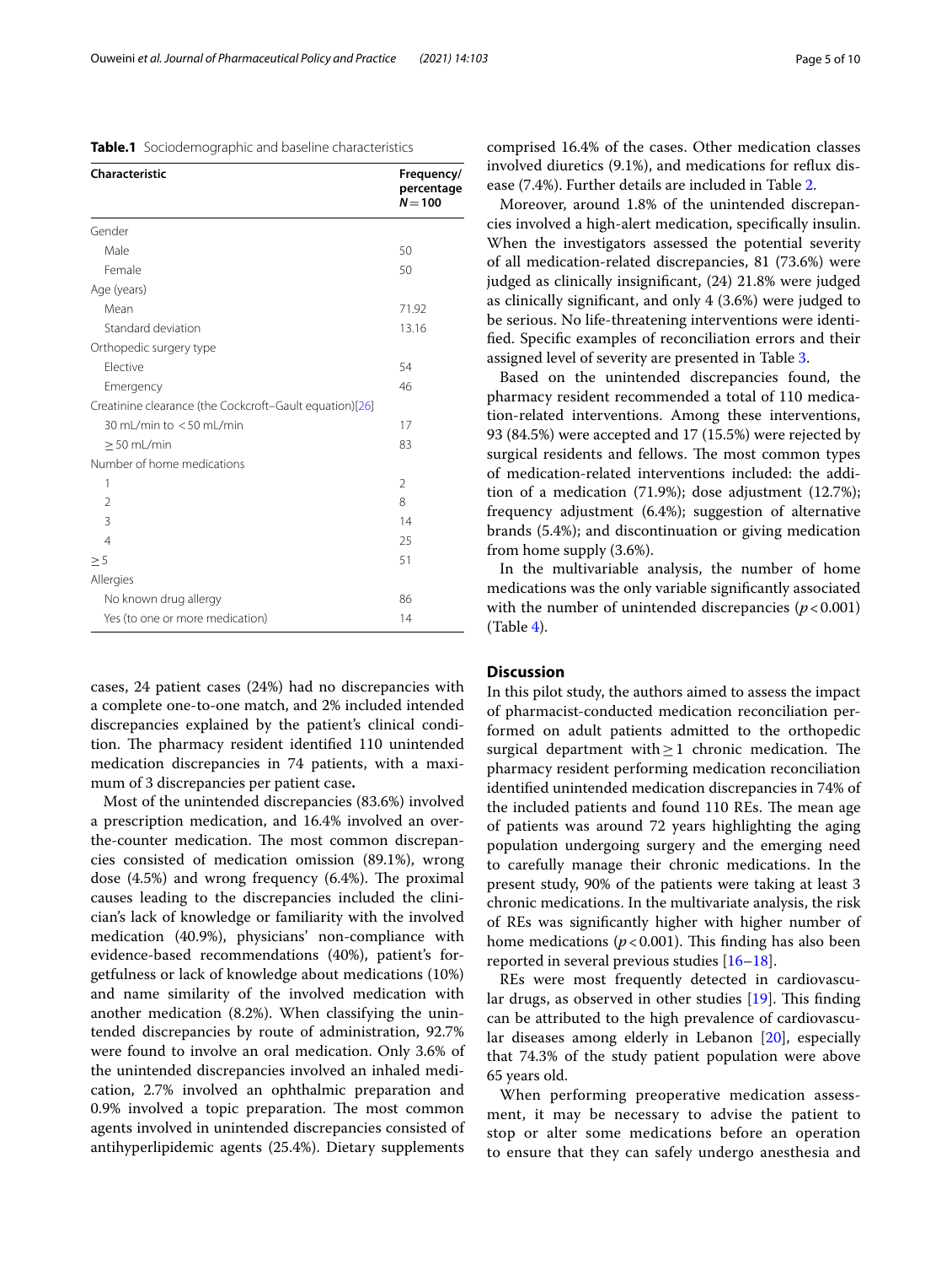**Table.1** Sociodemographic and baseline characteristics

| Characteristic | Frequency/ percentage $N = 100$ |
|---|---|
| Gender | |
| Male | 50 |
| Female | 50 |
| Age (years) | |
| Mean | 71.92 |
| Standard deviation | 13.16 |
| Orthopedic surgery type | |
| Elective | 54 |
| Emergency | 46 |
| Creatinine clearance (the Cockcroft–Gault equation)[26] | |
| 30 mL/min to < 50 mL/min | 17 |
| ≥ 50 mL/min | 83 |
| Number of home medications | |
| 1 | 2 |
| 2 | 8 |
| 3 | 14 |
| 4 | 25 |
| ≥ 5 | 51 |
| Allergies | |
| No known drug allergy | 86 |
| Yes (to one or more medication) | 14 |

cases, 24 patient cases (24%) had no discrepancies with a complete one-to-one match, and 2% included intended discrepancies explained by the patient's clinical condition. The pharmacy resident identified 110 unintended medication discrepancies in 74 patients, with a maximum of 3 discrepancies per patient case**.**

Most of the unintended discrepancies (83.6%) involved a prescription medication, and 16.4% involved an over-the-counter medication. The most common discrepancies consisted of medication omission (89.1%), wrong dose (4.5%) and wrong frequency (6.4%). The proximal causes leading to the discrepancies included the clinician's lack of knowledge or familiarity with the involved medication (40.9%), physicians' non-compliance with evidence-based recommendations (40%), patient's forgetfulness or lack of knowledge about medications (10%) and name similarity of the involved medication with another medication (8.2%). When classifying the unintended discrepancies by route of administration, 92.7% were found to involve an oral medication. Only 3.6% of the unintended discrepancies involved an inhaled medication, 2.7% involved an ophthalmic preparation and 0.9% involved a topic preparation. The most common agents involved in unintended discrepancies consisted of antihyperlipidemic agents (25.4%). Dietary supplements comprised 16.4% of the cases. Other medication classes involved diuretics (9.1%), and medications for reflux disease (7.4%). Further details are included in Table 2.

Moreover, around 1.8% of the unintended discrepancies involved a high-alert medication, specifically insulin. When the investigators assessed the potential severity of all medication-related discrepancies, 81 (73.6%) were judged as clinically insignificant, (24) 21.8% were judged as clinically significant, and only 4 (3.6%) were judged to be serious. No life-threatening interventions were identified. Specific examples of reconciliation errors and their assigned level of severity are presented in Table 3.

Based on the unintended discrepancies found, the pharmacy resident recommended a total of 110 medication-related interventions. Among these interventions, 93 (84.5%) were accepted and 17 (15.5%) were rejected by surgical residents and fellows. The most common types of medication-related interventions included: the addition of a medication (71.9%); dose adjustment (12.7%); frequency adjustment (6.4%); suggestion of alternative brands (5.4%); and discontinuation or giving medication from home supply (3.6%).

In the multivariable analysis, the number of home medications was the only variable significantly associated with the number of unintended discrepancies ($p < 0.001$) (Table 4).

## Discussion

In this pilot study, the authors aimed to assess the impact of pharmacist-conducted medication reconciliation performed on adult patients admitted to the orthopedic surgical department with ≥ 1 chronic medication. The pharmacy resident performing medication reconciliation identified unintended medication discrepancies in 74% of the included patients and found 110 REs. The mean age of patients was around 72 years highlighting the aging population undergoing surgery and the emerging need to carefully manage their chronic medications. In the present study, 90% of the patients were taking at least 3 chronic medications. In the multivariate analysis, the risk of REs was significantly higher with higher number of home medications ($p < 0.001$). This finding has also been reported in several previous studies [16–18].

REs were most frequently detected in cardiovascular drugs, as observed in other studies [19]. This finding can be attributed to the high prevalence of cardiovascular diseases among elderly in Lebanon [20], especially that 74.3% of the study patient population were above 65 years old.

When performing preoperative medication assessment, it may be necessary to advise the patient to stop or alter some medications before an operation to ensure that they can safely undergo anesthesia and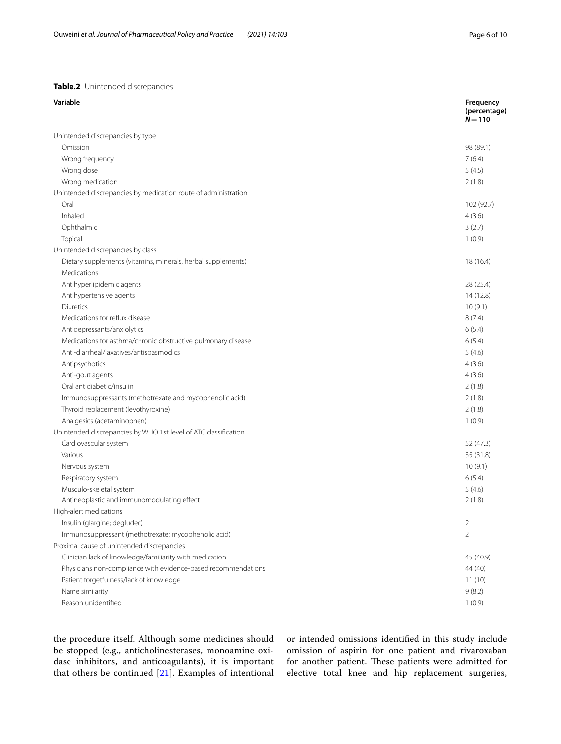**Table.2** Unintended discrepancies

| Variable | Frequency (percentage) $N = 110$ |
|---|---|
| Unintended discrepancies by type | |
| Omission | 98 (89.1) |
| Wrong frequency | 7 (6.4) |
| Wrong dose | 5 (4.5) |
| Wrong medication | 2 (1.8) |
| Unintended discrepancies by medication route of administration | |
| Oral | 102 (92.7) |
| Inhaled | 4 (3.6) |
| Ophthalmic | 3 (2.7) |
| Topical | 1 (0.9) |
| Unintended discrepancies by class | |
| Dietary supplements (vitamins, minerals, herbal supplements) | 18 (16.4) |
| Medications | |
| Antihyperlipidemic agents | 28 (25.4) |
| Antihypertensive agents | 14 (12.8) |
| Diuretics | 10 (9.1) |
| Medications for reflux disease | 8 (7.4) |
| Antidepressants/anxiolytics | 6 (5.4) |
| Medications for asthma/chronic obstructive pulmonary disease | 6 (5.4) |
| Anti-diarrheal/laxatives/antispasmodics | 5 (4.6) |
| Antipsychotics | 4 (3.6) |
| Anti-gout agents | 4 (3.6) |
| Oral antidiabetic/insulin | 2 (1.8) |
| Immunosuppressants (methotrexate and mycophenolic acid) | 2 (1.8) |
| Thyroid replacement (levothyroxine) | 2 (1.8) |
| Analgesics (acetaminophen) | 1 (0.9) |
| Unintended discrepancies by WHO 1st level of ATC classification | |
| Cardiovascular system | 52 (47.3) |
| Various | 35 (31.8) |
| Nervous system | 10 (9.1) |
| Respiratory system | 6 (5.4) |
| Musculo-skeletal system | 5 (4.6) |
| Antineoplastic and immunomodulating effect | 2 (1.8) |
| High-alert medications | |
| Insulin (glargine; degludec) | 2 |
| Immunosuppressant (methotrexate; mycophenolic acid) | 2 |
| Proximal cause of unintended discrepancies | |
| Clinician lack of knowledge/familiarity with medication | 45 (40.9) |
| Physicians non-compliance with evidence-based recommendations | 44 (40) |
| Patient forgetfulness/lack of knowledge | 11 (10) |
| Name similarity | 9 (8.2) |
| Reason unidentified | 1 (0.9) |

the procedure itself. Although some medicines should be stopped (e.g., anticholinesterases, monoamine oxidase inhibitors, and anticoagulants), it is important that others be continued [21]. Examples of intentional or intended omissions identified in this study include omission of aspirin for one patient and rivaroxaban for another patient. These patients were admitted for elective total knee and hip replacement surgeries,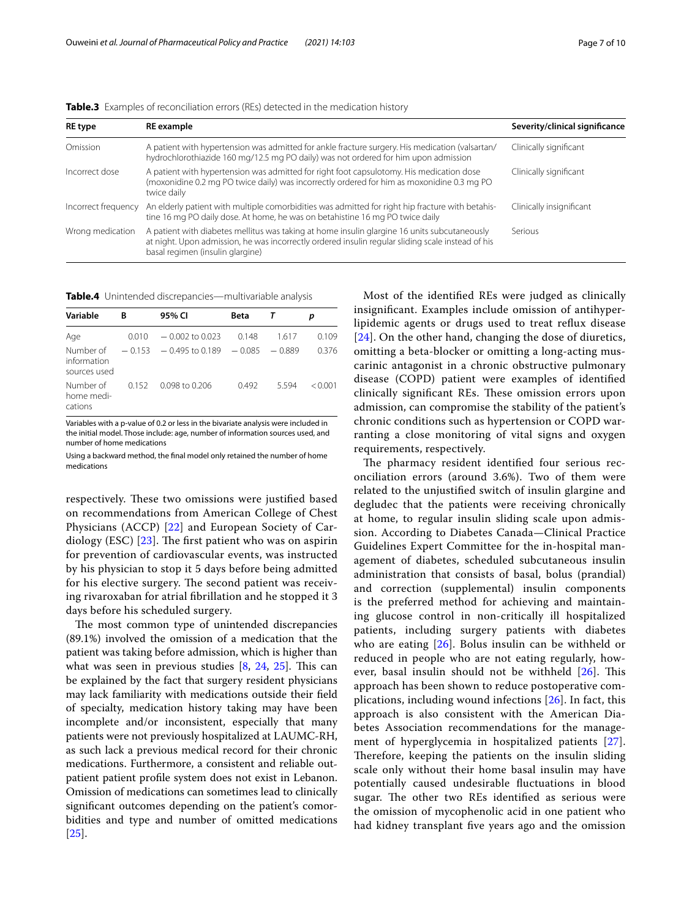**Table.3** Examples of reconciliation errors (REs) detected in the medication history

| RE type | RE example | Severity/clinical significance |
| --- | --- | --- |
| Omission | A patient with hypertension was admitted for ankle fracture surgery. His medication (valsartan/hydrochlorothiazide 160 mg/12.5 mg PO daily) was not ordered for him upon admission | Clinically significant |
| Incorrect dose | A patient with hypertension was admitted for right foot capsulotomy. His medication dose (moxonidine 0.2 mg PO twice daily) was incorrectly ordered for him as moxonidine 0.3 mg PO twice daily | Clinically significant |
| Incorrect frequency | An elderly patient with multiple comorbidities was admitted for right hip fracture with betahistine 16 mg PO daily dose. At home, he was on betahistine 16 mg PO twice daily | Clinically insignificant |
| Wrong medication | A patient with diabetes mellitus was taking at home insulin glargine 16 units subcutaneously at night. Upon admission, he was incorrectly ordered insulin regular sliding scale instead of his basal regimen (insulin glargine) | Serious |

**Table.4** Unintended discrepancies—multivariable analysis

| Variable | B | 95% CI | Beta | T | p |
| --- | --- | --- | --- | --- | --- |
| Age | 0.010 | − 0.002 to 0.023 | 0.148 | 1.617 | 0.109 |
| Number of information sources used | − 0.153 | − 0.495 to 0.189 | − 0.085 | − 0.889 | 0.376 |
| Number of home medications | 0.152 | 0.098 to 0.206 | 0.492 | 5.594 | < 0.001 |

Variables with a p-value of 0.2 or less in the bivariate analysis were included in the initial model. Those include: age, number of information sources used, and number of home medications

Using a backward method, the final model only retained the number of home medications

respectively. These two omissions were justified based on recommendations from American College of Chest Physicians (ACCP) [22] and European Society of Cardiology (ESC) [23]. The first patient who was on aspirin for prevention of cardiovascular events, was instructed by his physician to stop it 5 days before being admitted for his elective surgery. The second patient was receiving rivaroxaban for atrial fibrillation and he stopped it 3 days before his scheduled surgery.

The most common type of unintended discrepancies (89.1%) involved the omission of a medication that the patient was taking before admission, which is higher than what was seen in previous studies [8, 24, 25]. This can be explained by the fact that surgery resident physicians may lack familiarity with medications outside their field of specialty, medication history taking may have been incomplete and/or inconsistent, especially that many patients were not previously hospitalized at LAUMC-RH, as such lack a previous medical record for their chronic medications. Furthermore, a consistent and reliable outpatient patient profile system does not exist in Lebanon. Omission of medications can sometimes lead to clinically significant outcomes depending on the patient's comorbidities and type and number of omitted medications [25].

Most of the identified REs were judged as clinically insignificant. Examples include omission of antihyperlipidemic agents or drugs used to treat reflux disease [24]. On the other hand, changing the dose of diuretics, omitting a beta-blocker or omitting a long-acting muscarinic antagonist in a chronic obstructive pulmonary disease (COPD) patient were examples of identified clinically significant REs. These omission errors upon admission, can compromise the stability of the patient's chronic conditions such as hypertension or COPD warranting a close monitoring of vital signs and oxygen requirements, respectively.

The pharmacy resident identified four serious reconciliation errors (around 3.6%). Two of them were related to the unjustified switch of insulin glargine and degludec that the patients were receiving chronically at home, to regular insulin sliding scale upon admission. According to Diabetes Canada—Clinical Practice Guidelines Expert Committee for the in-hospital management of diabetes, scheduled subcutaneous insulin administration that consists of basal, bolus (prandial) and correction (supplemental) insulin components is the preferred method for achieving and maintaining glucose control in non-critically ill hospitalized patients, including surgery patients with diabetes who are eating [26]. Bolus insulin can be withheld or reduced in people who are not eating regularly, however, basal insulin should not be withheld [26]. This approach has been shown to reduce postoperative complications, including wound infections [26]. In fact, this approach is also consistent with the American Diabetes Association recommendations for the management of hyperglycemia in hospitalized patients [27]. Therefore, keeping the patients on the insulin sliding scale only without their home basal insulin may have potentially caused undesirable fluctuations in blood sugar. The other two REs identified as serious were the omission of mycophenolic acid in one patient who had kidney transplant five years ago and the omission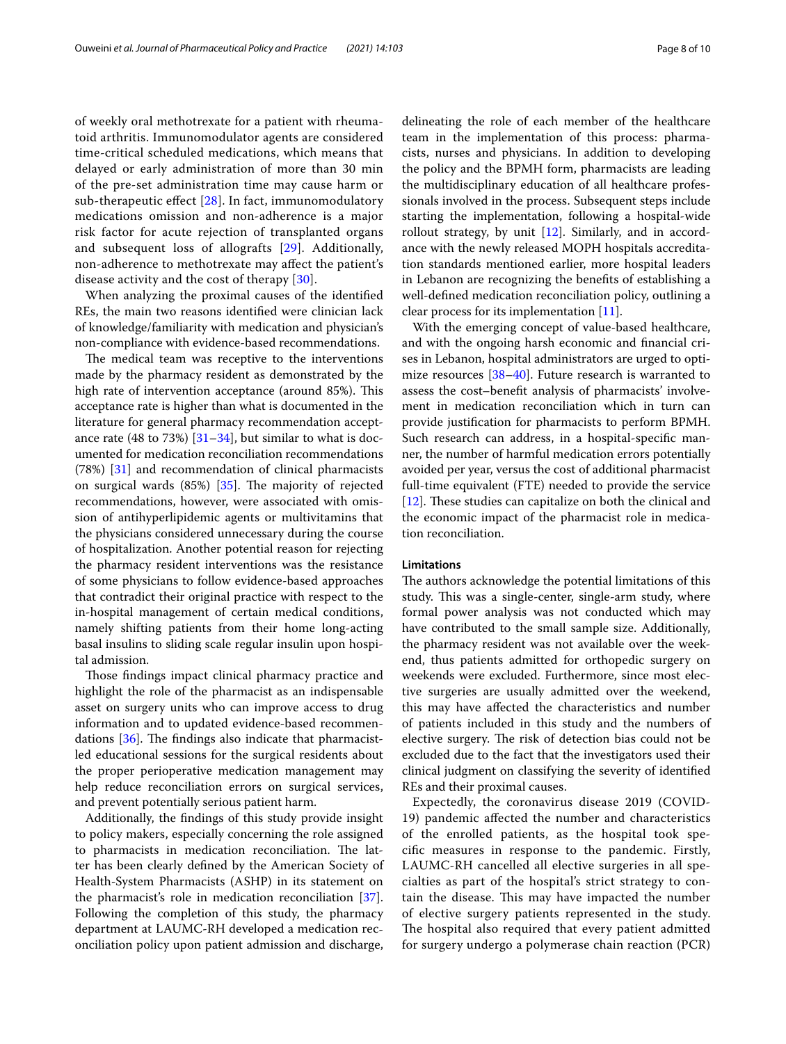of weekly oral methotrexate for a patient with rheumatoid arthritis. Immunomodulator agents are considered time-critical scheduled medications, which means that delayed or early administration of more than 30 min of the pre-set administration time may cause harm or sub-therapeutic effect [28]. In fact, immunomodulatory medications omission and non-adherence is a major risk factor for acute rejection of transplanted organs and subsequent loss of allografts [29]. Additionally, non-adherence to methotrexate may affect the patient's disease activity and the cost of therapy [30].

When analyzing the proximal causes of the identified REs, the main two reasons identified were clinician lack of knowledge/familiarity with medication and physician's non-compliance with evidence-based recommendations.

The medical team was receptive to the interventions made by the pharmacy resident as demonstrated by the high rate of intervention acceptance (around 85%). This acceptance rate is higher than what is documented in the literature for general pharmacy recommendation acceptance rate (48 to 73%) [31–34], but similar to what is documented for medication reconciliation recommendations (78%) [31] and recommendation of clinical pharmacists on surgical wards (85%) [35]. The majority of rejected recommendations, however, were associated with omission of antihyperlipidemic agents or multivitamins that the physicians considered unnecessary during the course of hospitalization. Another potential reason for rejecting the pharmacy resident interventions was the resistance of some physicians to follow evidence-based approaches that contradict their original practice with respect to the in-hospital management of certain medical conditions, namely shifting patients from their home long-acting basal insulins to sliding scale regular insulin upon hospital admission.

Those findings impact clinical pharmacy practice and highlight the role of the pharmacist as an indispensable asset on surgery units who can improve access to drug information and to updated evidence-based recommendations [36]. The findings also indicate that pharmacist-led educational sessions for the surgical residents about the proper perioperative medication management may help reduce reconciliation errors on surgical services, and prevent potentially serious patient harm.

Additionally, the findings of this study provide insight to policy makers, especially concerning the role assigned to pharmacists in medication reconciliation. The latter has been clearly defined by the American Society of Health-System Pharmacists (ASHP) in its statement on the pharmacist's role in medication reconciliation [37]. Following the completion of this study, the pharmacy department at LAUMC-RH developed a medication reconciliation policy upon patient admission and discharge, delineating the role of each member of the healthcare team in the implementation of this process: pharmacists, nurses and physicians. In addition to developing the policy and the BPMH form, pharmacists are leading the multidisciplinary education of all healthcare professionals involved in the process. Subsequent steps include starting the implementation, following a hospital-wide rollout strategy, by unit [12]. Similarly, and in accordance with the newly released MOPH hospitals accreditation standards mentioned earlier, more hospital leaders in Lebanon are recognizing the benefits of establishing a well-defined medication reconciliation policy, outlining a clear process for its implementation [11].

With the emerging concept of value-based healthcare, and with the ongoing harsh economic and financial crises in Lebanon, hospital administrators are urged to optimize resources [38–40]. Future research is warranted to assess the cost–benefit analysis of pharmacists' involvement in medication reconciliation which in turn can provide justification for pharmacists to perform BPMH. Such research can address, in a hospital-specific manner, the number of harmful medication errors potentially avoided per year, versus the cost of additional pharmacist full-time equivalent (FTE) needed to provide the service [12]. These studies can capitalize on both the clinical and the economic impact of the pharmacist role in medication reconciliation.

### Limitations

The authors acknowledge the potential limitations of this study. This was a single-center, single-arm study, where formal power analysis was not conducted which may have contributed to the small sample size. Additionally, the pharmacy resident was not available over the weekend, thus patients admitted for orthopedic surgery on weekends were excluded. Furthermore, since most elective surgeries are usually admitted over the weekend, this may have affected the characteristics and number of patients included in this study and the numbers of elective surgery. The risk of detection bias could not be excluded due to the fact that the investigators used their clinical judgment on classifying the severity of identified REs and their proximal causes.

Expectedly, the coronavirus disease 2019 (COVID-19) pandemic affected the number and characteristics of the enrolled patients, as the hospital took specific measures in response to the pandemic. Firstly, LAUMC-RH cancelled all elective surgeries in all specialties as part of the hospital's strict strategy to contain the disease. This may have impacted the number of elective surgery patients represented in the study. The hospital also required that every patient admitted for surgery undergo a polymerase chain reaction (PCR)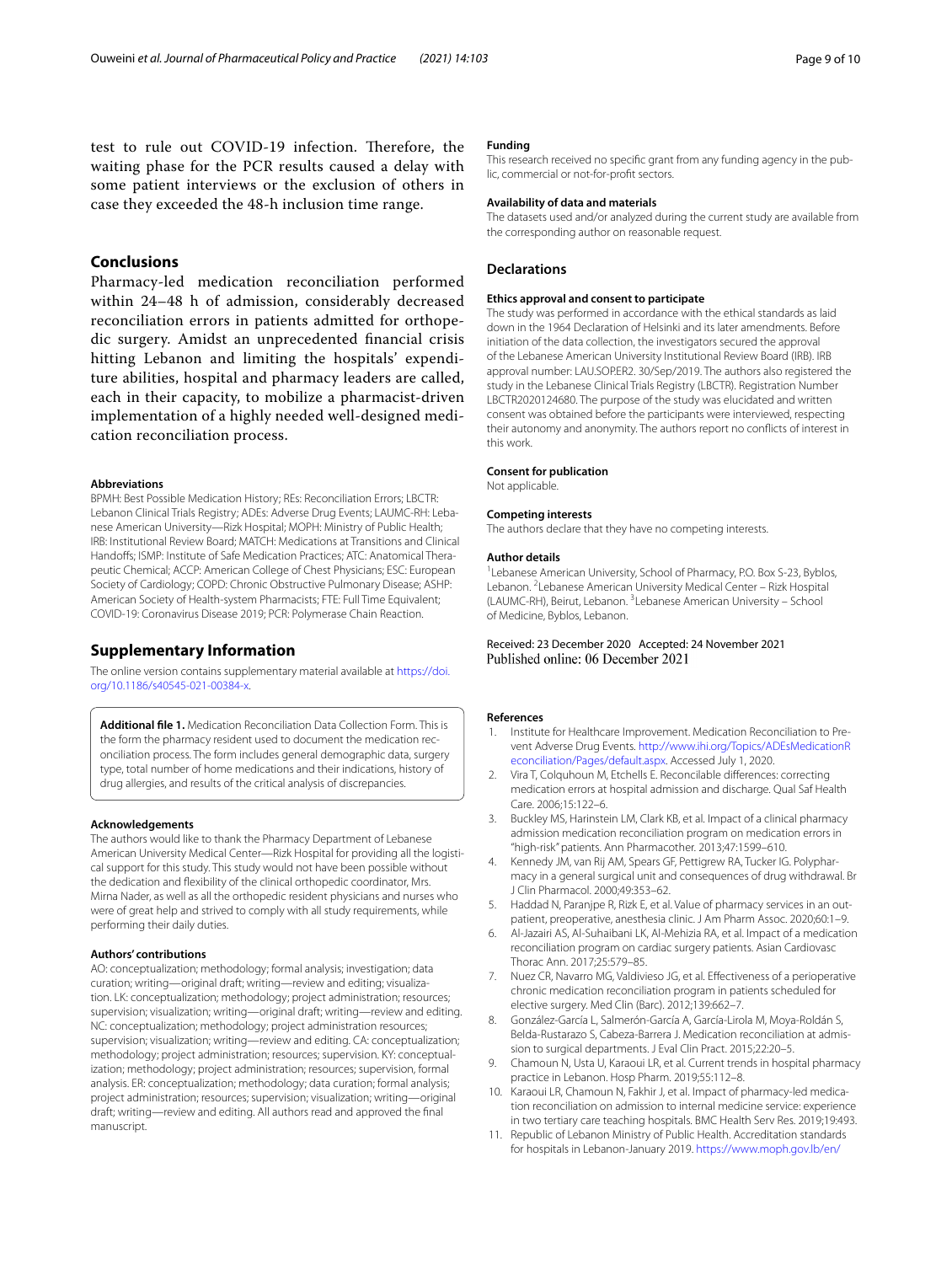test to rule out COVID-19 infection. Therefore, the waiting phase for the PCR results caused a delay with some patient interviews or the exclusion of others in case they exceeded the 48-h inclusion time range.

## Conclusions

Pharmacy-led medication reconciliation performed within 24–48 h of admission, considerably decreased reconciliation errors in patients admitted for orthopedic surgery. Amidst an unprecedented financial crisis hitting Lebanon and limiting the hospitals' expenditure abilities, hospital and pharmacy leaders are called, each in their capacity, to mobilize a pharmacist-driven implementation of a highly needed well-designed medication reconciliation process.

#### Abbreviations

BPMH: Best Possible Medication History; REs: Reconciliation Errors; LBCTR: Lebanon Clinical Trials Registry; ADEs: Adverse Drug Events; LAUMC-RH: Lebanese American University—Rizk Hospital; MOPH: Ministry of Public Health; IRB: Institutional Review Board; MATCH: Medications at Transitions and Clinical Handoffs; ISMP: Institute of Safe Medication Practices; ATC: Anatomical Therapeutic Chemical; ACCP: American College of Chest Physicians; ESC: European Society of Cardiology; COPD: Chronic Obstructive Pulmonary Disease; ASHP: American Society of Health-system Pharmacists; FTE: Full Time Equivalent; COVID-19: Coronavirus Disease 2019; PCR: Polymerase Chain Reaction.

## Supplementary Information

The online version contains supplementary material available at https://doi.org/10.1186/s40545-021-00384-x.

**Additional file 1.** Medication Reconciliation Data Collection Form. This is the form the pharmacy resident used to document the medication reconciliation process. The form includes general demographic data, surgery type, total number of home medications and their indications, history of drug allergies, and results of the critical analysis of discrepancies.

#### Acknowledgements

The authors would like to thank the Pharmacy Department of Lebanese American University Medical Center—Rizk Hospital for providing all the logistical support for this study. This study would not have been possible without the dedication and flexibility of the clinical orthopedic coordinator, Mrs. Mirna Nader, as well as all the orthopedic resident physicians and nurses who were of great help and strived to comply with all study requirements, while performing their daily duties.

#### Authors' contributions

AO: conceptualization; methodology; formal analysis; investigation; data curation; writing—original draft; writing—review and editing; visualization. LK: conceptualization; methodology; project administration; resources; supervision; visualization; writing—original draft; writing—review and editing. NC: conceptualization; methodology; project administration resources; supervision; visualization; writing—review and editing. CA: conceptualization; methodology; project administration; resources; supervision. KY: conceptualization; methodology; project administration; resources; supervision, formal analysis. ER: conceptualization; methodology; data curation; formal analysis; project administration; resources; supervision; visualization; writing—original draft; writing—review and editing. All authors read and approved the final manuscript.

#### Funding

This research received no specific grant from any funding agency in the public, commercial or not-for-profit sectors.

#### Availability of data and materials

The datasets used and/or analyzed during the current study are available from the corresponding author on reasonable request.

## Declarations

#### Ethics approval and consent to participate

The study was performed in accordance with the ethical standards as laid down in the 1964 Declaration of Helsinki and its later amendments. Before initiation of the data collection, the investigators secured the approval of the Lebanese American University Institutional Review Board (IRB). IRB approval number: LAU.SOPER2. 30/Sep/2019. The authors also registered the study in the Lebanese Clinical Trials Registry (LBCTR). Registration Number LBCTR2020124680. The purpose of the study was elucidated and written consent was obtained before the participants were interviewed, respecting their autonomy and anonymity. The authors report no conflicts of interest in this work.

#### Consent for publication

Not applicable.

#### Competing interests

The authors declare that they have no competing interests.

#### Author details

[1]Lebanese American University, School of Pharmacy, P.O. Box S-23, Byblos, Lebanon. [2]Lebanese American University Medical Center – Rizk Hospital (LAUMC-RH), Beirut, Lebanon. [3]Lebanese American University – School of Medicine, Byblos, Lebanon.

Received: 23 December 2020 Accepted: 24 November 2021
Published online: 06 December 2021

#### References

1. Institute for Healthcare Improvement. Medication Reconciliation to Prevent Adverse Drug Events. http://www.ihi.org/Topics/ADEsMedicationReconciliation/Pages/default.aspx. Accessed July 1, 2020.
2. Vira T, Colquhoun M, Etchells E. Reconcilable differences: correcting medication errors at hospital admission and discharge. Qual Saf Health Care. 2006;15:122–6.
3. Buckley MS, Harinstein LM, Clark KB, et al. Impact of a clinical pharmacy admission medication reconciliation program on medication errors in "high-risk" patients. Ann Pharmacother. 2013;47:1599–610.
4. Kennedy JM, van Rij AM, Spears GF, Pettigrew RA, Tucker IG. Polypharmacy in a general surgical unit and consequences of drug withdrawal. Br J Clin Pharmacol. 2000;49:353–62.
5. Haddad N, Paranjpe R, Rizk E, et al. Value of pharmacy services in an outpatient, preoperative, anesthesia clinic. J Am Pharm Assoc. 2020;60:1–9.
6. Al-Jazairi AS, Al-Suhaibani LK, Al-Mehizia RA, et al. Impact of a medication reconciliation program on cardiac surgery patients. Asian Cardiovasc Thorac Ann. 2017;25:579–85.
7. Nuez CR, Navarro MG, Valdivieso JG, et al. Effectiveness of a perioperative chronic medication reconciliation program in patients scheduled for elective surgery. Med Clin (Barc). 2012;139:662–7.
8. González-García L, Salmerón-García A, García-Lirola M, Moya-Roldán S, Belda-Rustarazo S, Cabeza-Barrera J. Medication reconciliation at admission to surgical departments. J Eval Clin Pract. 2015;22:20–5.
9. Chamoun N, Usta U, Karaoui LR, et al. Current trends in hospital pharmacy practice in Lebanon. Hosp Pharm. 2019;55:112–8.
10. Karaoui LR, Chamoun N, Fakhir J, et al. Impact of pharmacy-led medication reconciliation on admission to internal medicine service: experience in two tertiary care teaching hospitals. BMC Health Serv Res. 2019;19:493.
11. Republic of Lebanon Ministry of Public Health. Accreditation standards for hospitals in Lebanon-January 2019. https://www.moph.gov.lb/en/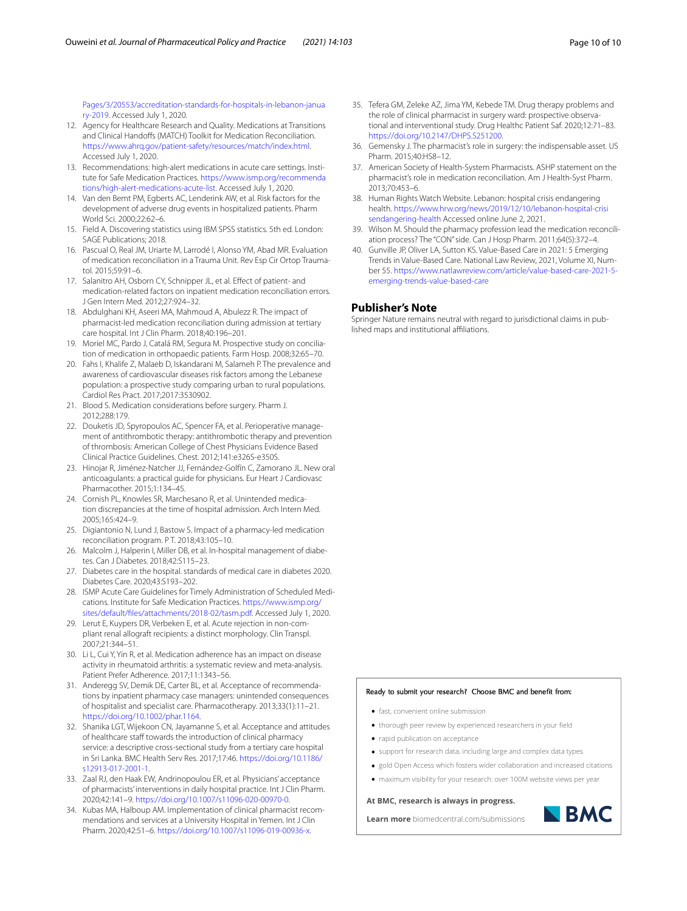Pages/3/20553/accreditation-standards-for-hospitals-in-lebanon-january-2019. Accessed July 1, 2020.

12. Agency for Healthcare Research and Quality. Medications at Transitions and Clinical Handoffs (MATCH) Toolkit for Medication Reconciliation. https://www.ahrq.gov/patient-safety/resources/match/index.html. Accessed July 1, 2020.
13. Recommendations: high-alert medications in acute care settings. Institute for Safe Medication Practices. https://www.ismp.org/recommendations/high-alert-medications-acute-list. Accessed July 1, 2020.
14. Van den Bemt PM, Egberts AC, Lenderink AW, et al. Risk factors for the development of adverse drug events in hospitalized patients. Pharm World Sci. 2000;22:62–6.
15. Field A. Discovering statistics using IBM SPSS statistics. 5th ed. London: SAGE Publications; 2018.
16. Pascual O, Real JM, Uriarte M, Larrodé I, Alonso YM, Abad MR. Evaluation of medication reconciliation in a Trauma Unit. Rev Esp Cir Ortop Traumatol. 2015;59:91–6.
17. Salanitro AH, Osborn CY, Schnipper JL, et al. Effect of patient- and medication-related factors on inpatient medication reconciliation errors. J Gen Intern Med. 2012;27:924–32.
18. Abdulghani KH, Aseeri MA, Mahmoud A, Abulezz R. The impact of pharmacist-led medication reconciliation during admission at tertiary care hospital. Int J Clin Pharm. 2018;40:196–201.
19. Moriel MC, Pardo J, Catalá RM, Segura M. Prospective study on conciliation of medication in orthopaedic patients. Farm Hosp. 2008;32:65–70.
20. Fahs I, Khalife Z, Malaeb D, Iskandarani M, Salameh P. The prevalence and awareness of cardiovascular diseases risk factors among the Lebanese population: a prospective study comparing urban to rural populations. Cardiol Res Pract. 2017;2017:3530902.
21. Blood S. Medication considerations before surgery. Pharm J. 2012;288:179.
22. Douketis JD, Spyropoulos AC, Spencer FA, et al. Perioperative management of antithrombotic therapy: antithrombotic therapy and prevention of thrombosis: American College of Chest Physicians Evidence Based Clinical Practice Guidelines. Chest. 2012;141:e326S-e350S.
23. Hinojar R, Jiménez-Natcher JJ, Fernández-Golfín C, Zamorano JL. New oral anticoagulants: a practical guide for physicians. Eur Heart J Cardiovasc Pharmacother. 2015;1:134–45.
24. Cornish PL, Knowles SR, Marchesano R, et al. Unintended medication discrepancies at the time of hospital admission. Arch Intern Med. 2005;165:424–9.
25. Digiantonio N, Lund J, Bastow S. Impact of a pharmacy-led medication reconciliation program. P T. 2018;43:105–10.
26. Malcolm J, Halperin I, Miller DB, et al. In-hospital management of diabetes. Can J Diabetes. 2018;42:S115–23.
27. Diabetes care in the hospital. standards of medical care in diabetes 2020. Diabetes Care. 2020;43:S193–202.
28. ISMP Acute Care Guidelines for Timely Administration of Scheduled Medications. Institute for Safe Medication Practices. https://www.ismp.org/sites/default/files/attachments/2018-02/tasm.pdf. Accessed July 1, 2020.
29. Lerut E, Kuypers DR, Verbeken E, et al. Acute rejection in non-compliant renal allograft recipients: a distinct morphology. Clin Transpl. 2007;21:344–51.
30. Li L, Cui Y, Yin R, et al. Medication adherence has an impact on disease activity in rheumatoid arthritis: a systematic review and meta-analysis. Patient Prefer Adherence. 2017;11:1343–56.
31. Anderegg SV, Demik DE, Carter BL, et al. Acceptance of recommendations by inpatient pharmacy case managers: unintended consequences of hospitalist and specialist care. Pharmacotherapy. 2013;33(1):11–21. https://doi.org/10.1002/phar.1164.
32. Shanika LGT, Wijekoon CN, Jayamanne S, et al. Acceptance and attitudes of healthcare staff towards the introduction of clinical pharmacy service: a descriptive cross-sectional study from a tertiary care hospital in Sri Lanka. BMC Health Serv Res. 2017;17:46. https://doi.org/10.1186/s12913-017-2001-1.
33. Zaal RJ, den Haak EW, Andrinopoulou ER, et al. Physicians' acceptance of pharmacists' interventions in daily hospital practice. Int J Clin Pharm. 2020;42:141–9. https://doi.org/10.1007/s11096-020-00970-0.
34. Kubas MA, Halboup AM. Implementation of clinical pharmacist recommendations and services at a University Hospital in Yemen. Int J Clin Pharm. 2020;42:51–6. https://doi.org/10.1007/s11096-019-00936-x.
35. Tefera GM, Zeleke AZ, Jima YM, Kebede TM. Drug therapy problems and the role of clinical pharmacist in surgery ward: prospective observational and interventional study. Drug Healthc Patient Saf. 2020;12:71–83. https://doi.org/10.2147/DHPS.S251200.
36. Gemensky J. The pharmacist's role in surgery: the indispensable asset. US Pharm. 2015;40:HS8–12.
37. American Society of Health-System Pharmacists. ASHP statement on the pharmacist's role in medication reconciliation. Am J Health-Syst Pharm. 2013;70:453–6.
38. Human Rights Watch Website. Lebanon: hospital crisis endangering health. https://www.hrw.org/news/2019/12/10/lebanon-hospital-crisis-endangering-health Accessed online June 2, 2021.
39. Wilson M. Should the pharmacy profession lead the medication reconciliation process? The "CON" side. Can J Hosp Pharm. 2011;64(5):372–4.
40. Gunville JP, Oliver LA, Sutton KS. Value-Based Care in 2021: 5 Emerging Trends in Value-Based Care. National Law Review, 2021, Volume XI, Number 55. https://www.natlawreview.com/article/value-based-care-2021-5-emerging-trends-value-based-care

## Publisher's Note

Springer Nature remains neutral with regard to jurisdictional claims in published maps and institutional affiliations.

Ready to submit your research? Choose BMC and benefit from:

- fast, convenient online submission
- thorough peer review by experienced researchers in your field
- rapid publication on acceptance
- support for research data, including large and complex data types
- gold Open Access which fosters wider collaboration and increased citations
- maximum visibility for your research: over 100M website views per year

**At BMC, research is always in progress.**

**Learn more** biomedcentral.com/submissions